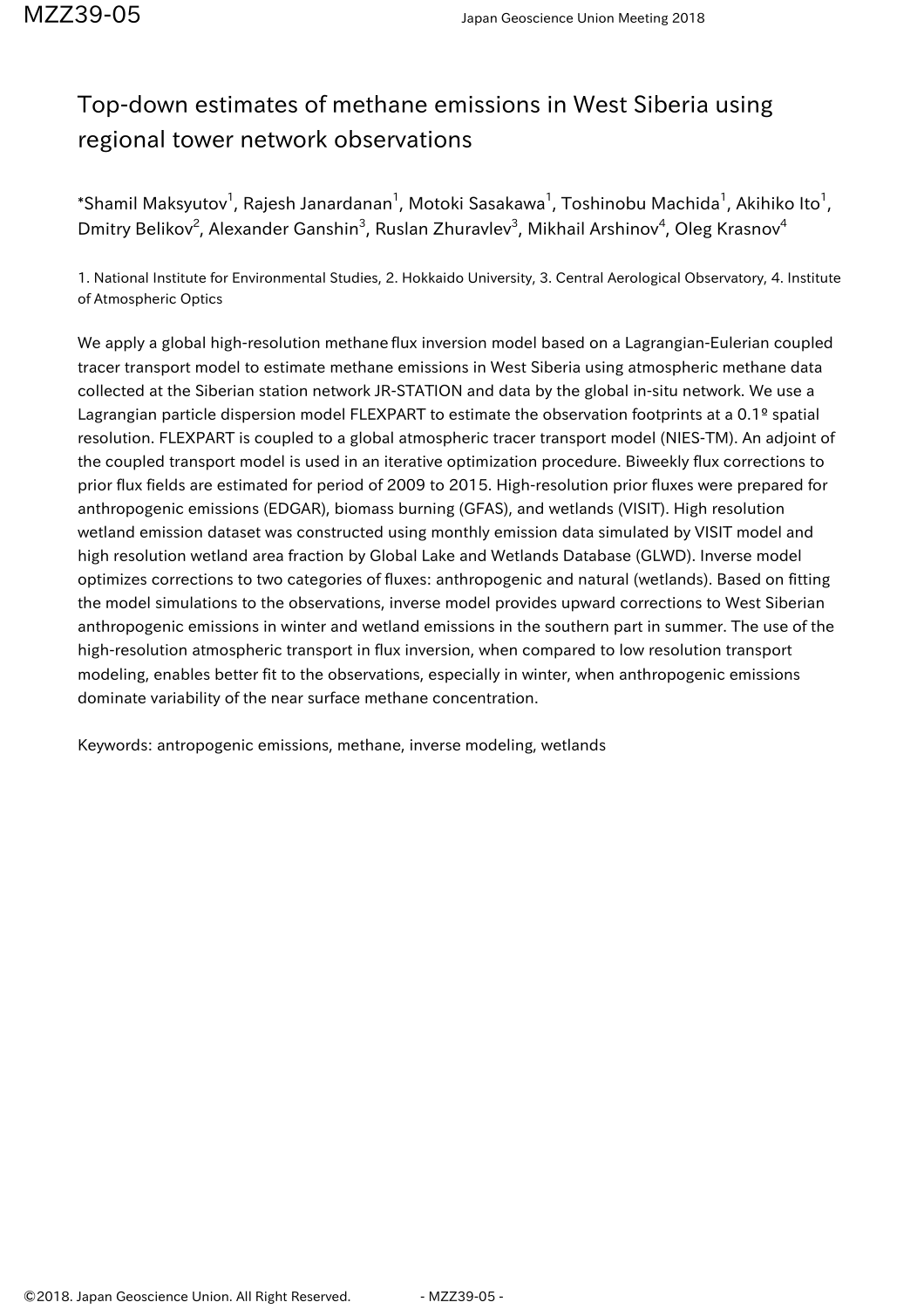# Top-down estimates of methane emissions in West Siberia using regional tower network observations

*Shamil Maksyutov[1], Rajesh Janardanan[1], Motoki Sasakawa[1], Toshinobu Machida[1], Akihiko Ito[1], Dmitry Belikov[2], Alexander Ganshin[3], Ruslan Zhuravlev[3], Mikhail Arshinov[4], Oleg Krasnov[4]

1. National Institute for Environmental Studies, 2. Hokkaido University, 3. Central Aerological Observatory, 4. Institute of Atmospheric Optics

We apply a global high-resolution methane flux inversion model based on a Lagrangian-Eulerian coupled tracer transport model to estimate methane emissions in West Siberia using atmospheric methane data collected at the Siberian station network JR-STATION and data by the global in-situ network. We use a Lagrangian particle dispersion model FLEXPART to estimate the observation footprints at a 0.1º spatial resolution. FLEXPART is coupled to a global atmospheric tracer transport model (NIES-TM). An adjoint of the coupled transport model is used in an iterative optimization procedure. Biweekly flux corrections to prior flux fields are estimated for period of 2009 to 2015. High-resolution prior fluxes were prepared for anthropogenic emissions (EDGAR), biomass burning (GFAS), and wetlands (VISIT). High resolution wetland emission dataset was constructed using monthly emission data simulated by VISIT model and high resolution wetland area fraction by Global Lake and Wetlands Database (GLWD). Inverse model optimizes corrections to two categories of fluxes: anthropogenic and natural (wetlands). Based on fitting the model simulations to the observations, inverse model provides upward corrections to West Siberian anthropogenic emissions in winter and wetland emissions in the southern part in summer. The use of the high-resolution atmospheric transport in flux inversion, when compared to low resolution transport modeling, enables better fit to the observations, especially in winter, when anthropogenic emissions dominate variability of the near surface methane concentration.

Keywords: antropogenic emissions, methane, inverse modeling, wetlands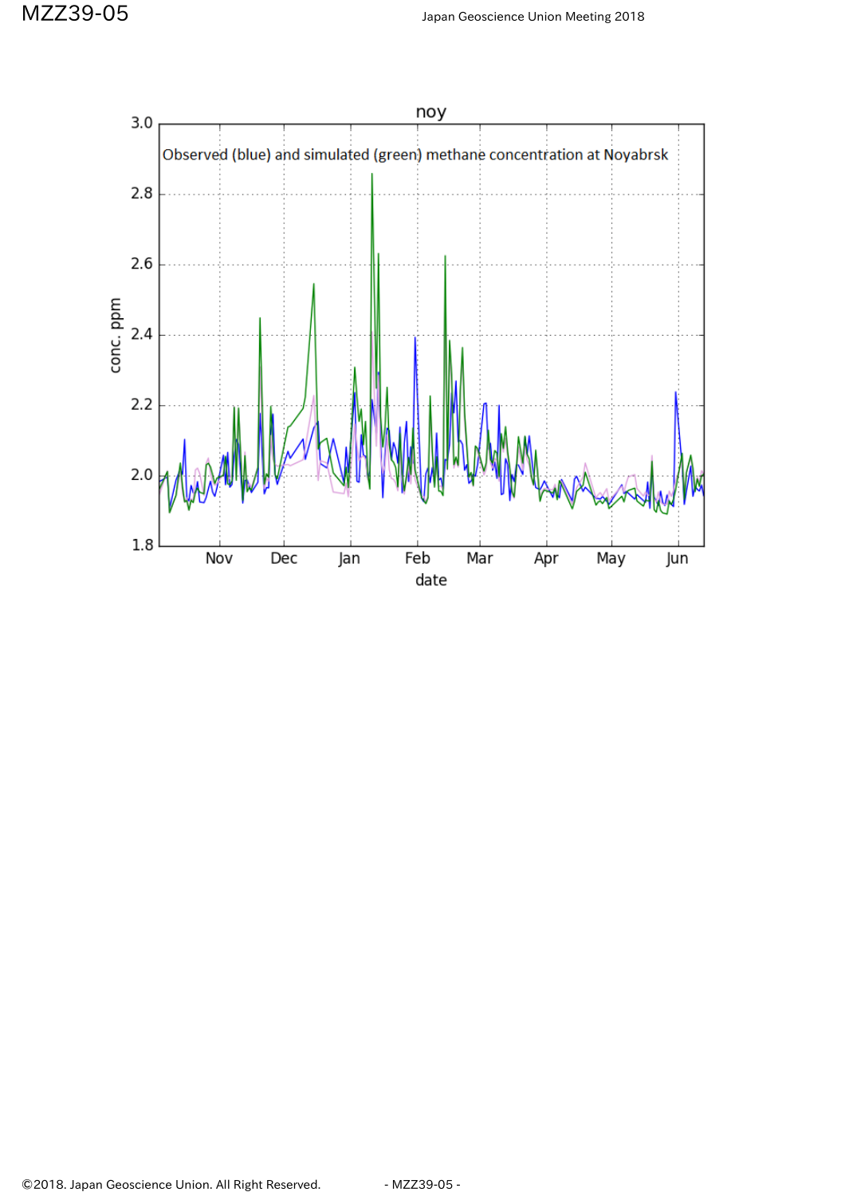noy

Observed (blue) and simulated (green) methane concentration at Noyabrsk

conc. ppm

3.0
2.8
2.6
2.4
2.2
2.0
1.8

Nov Dec Jan Feb Mar Apr May Jun

date